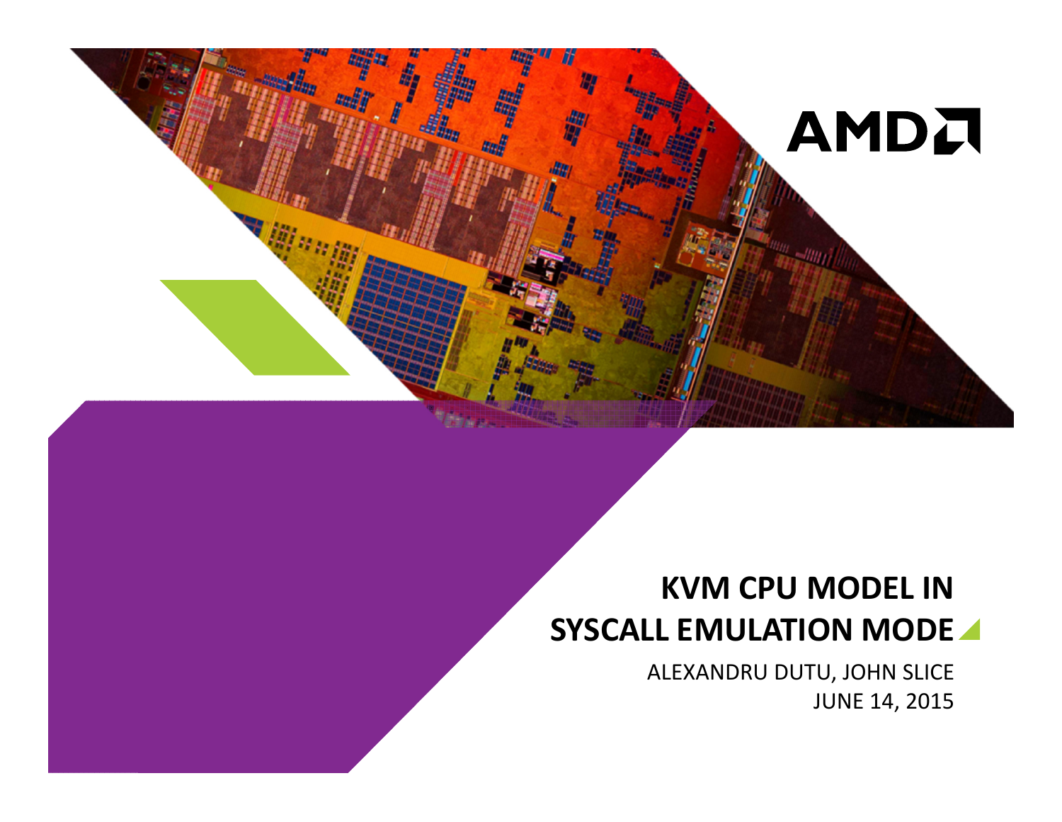AMD

# KVM CPU MODEL IN SYSCALL EMULATION MODE

ALEXANDRU DUTU, JOHN SLICE
JUNE 14, 2015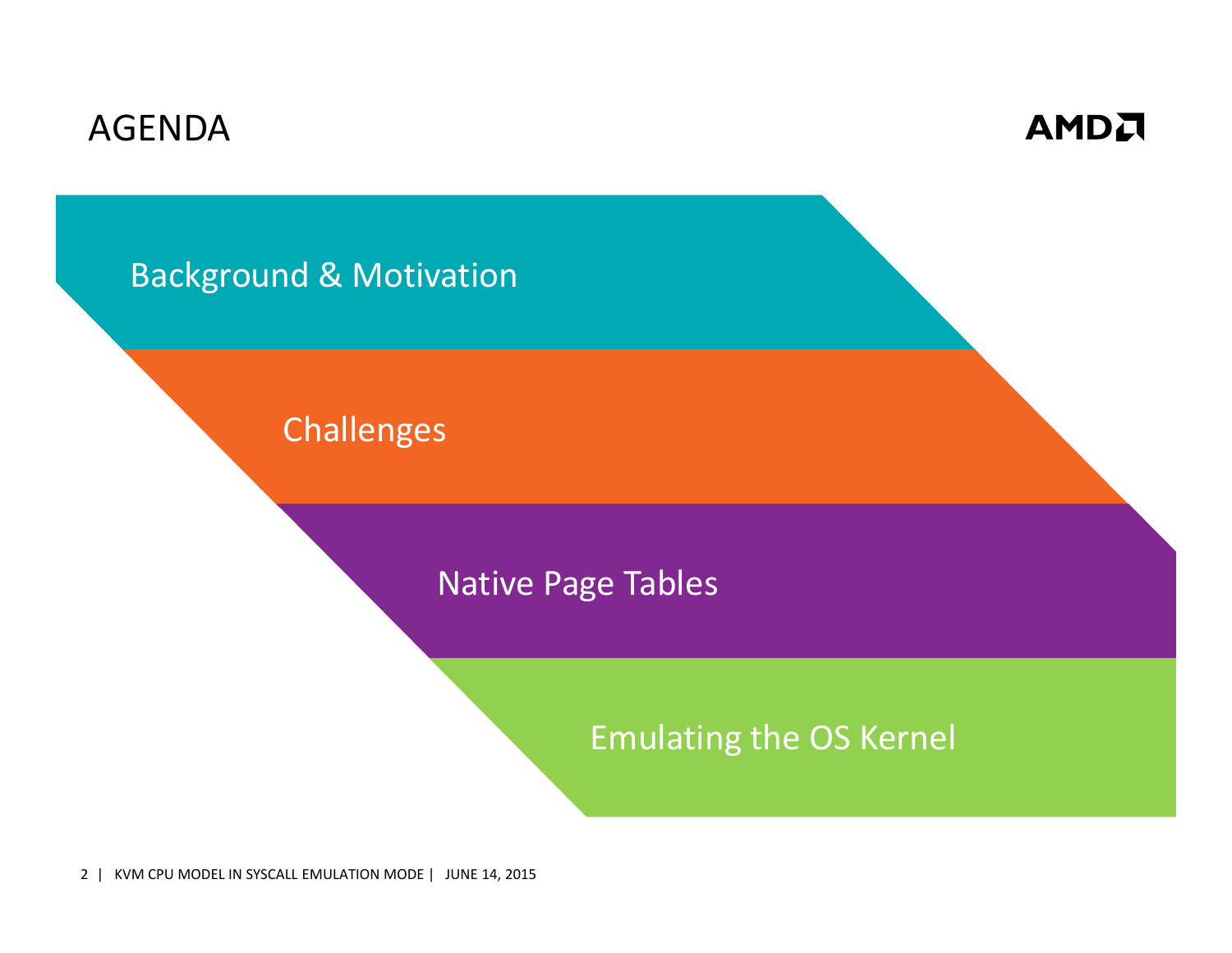# AGENDA

- Background & Motivation
- Challenges
- Native Page Tables
- Emulating the OS Kernel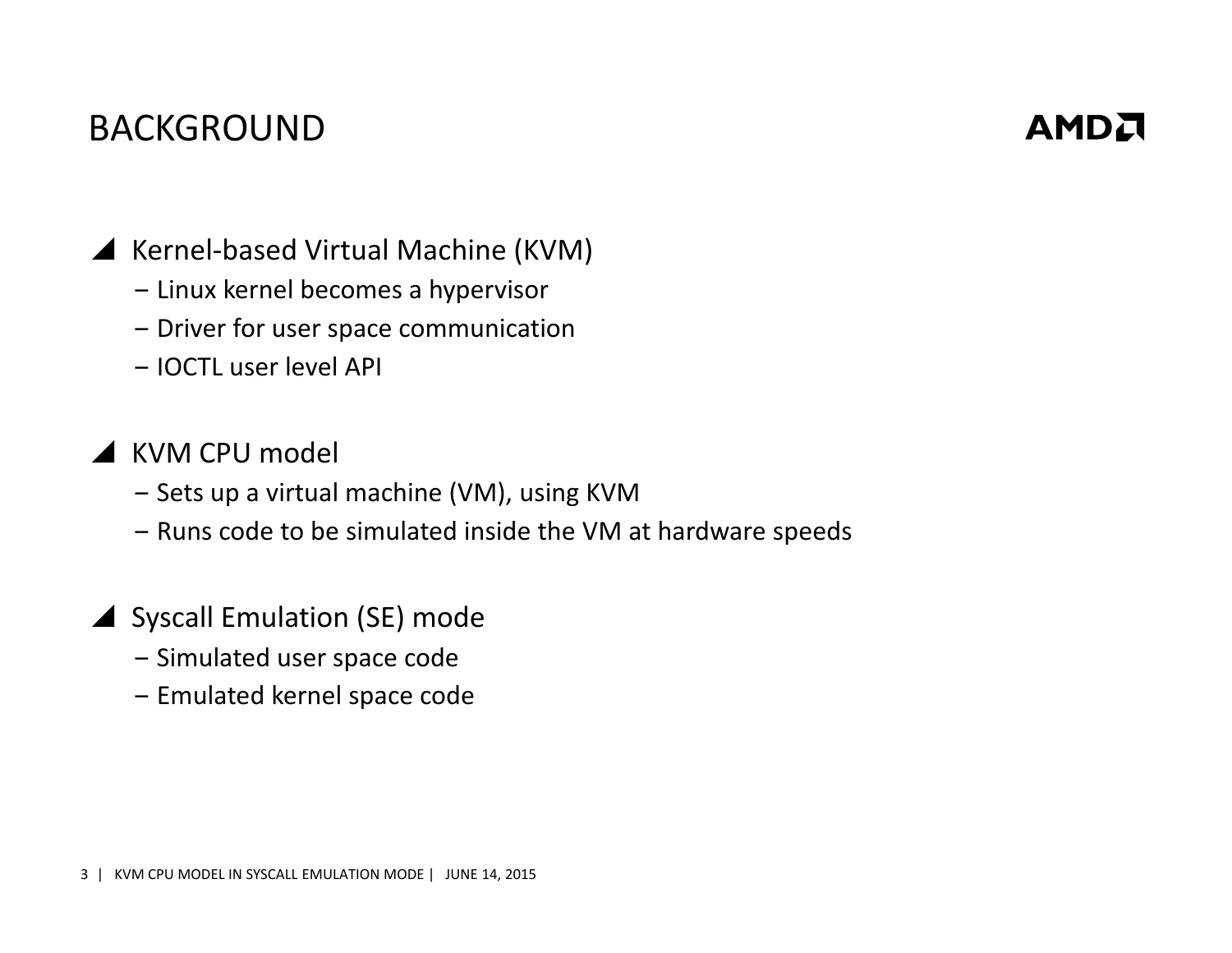# BACKGROUND

- Kernel-based Virtual Machine (KVM)
  - Linux kernel becomes a hypervisor
  - Driver for user space communication
  - IOCTL user level API

- KVM CPU model
  - Sets up a virtual machine (VM), using KVM
  - Runs code to be simulated inside the VM at hardware speeds

- Syscall Emulation (SE) mode
  - Simulated user space code
  - Emulated kernel space code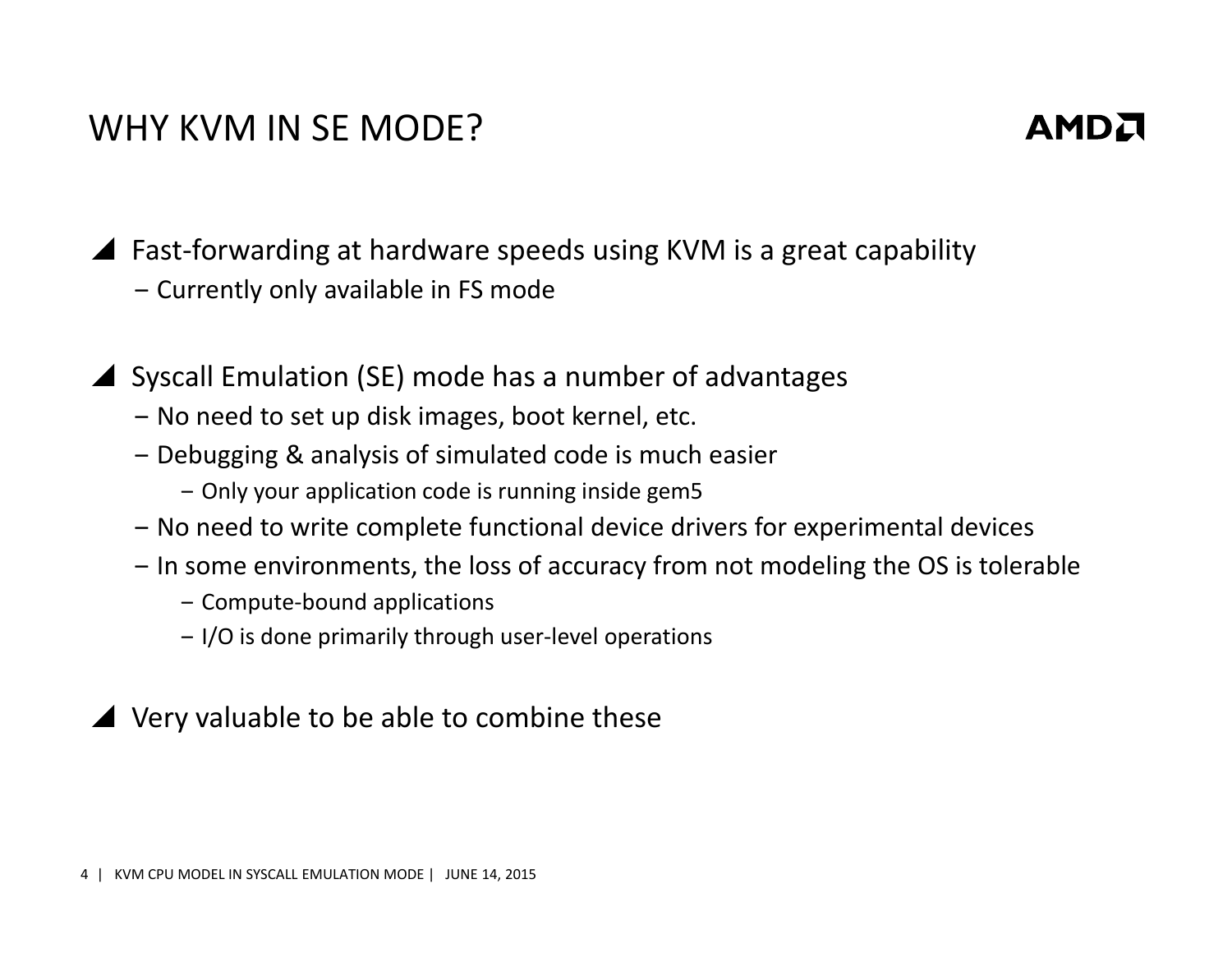# WHY KVM IN SE MODE?

- Fast-forwarding at hardware speeds using KVM is a great capability
  - Currently only available in FS mode
- Syscall Emulation (SE) mode has a number of advantages
  - No need to set up disk images, boot kernel, etc.
  - Debugging & analysis of simulated code is much easier
    - Only your application code is running inside gem5
  - No need to write complete functional device drivers for experimental devices
  - In some environments, the loss of accuracy from not modeling the OS is tolerable
    - Compute-bound applications
    - I/O is done primarily through user-level operations
- Very valuable to be able to combine these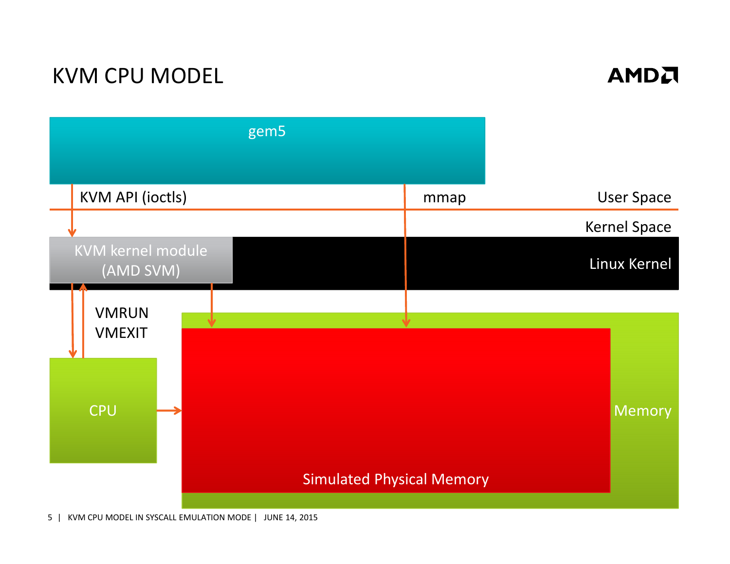# KVM CPU MODEL

gem5

KVM API (ioctls)

mmap

User Space

Kernel Space

KVM kernel module (AMD SVM)

Linux Kernel

VMRUN
VMEXIT

CPU

Simulated Physical Memory

Memory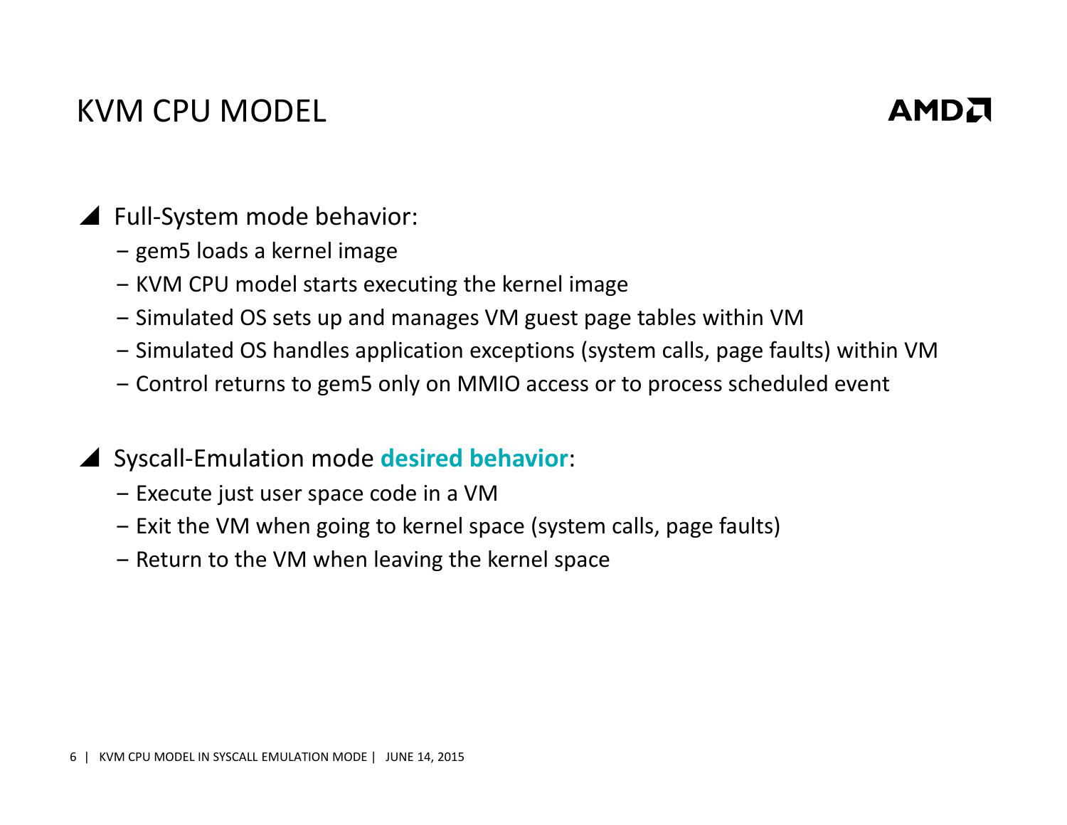# KVM CPU MODEL

- Full-System mode behavior:
  - gem5 loads a kernel image
  - KVM CPU model starts executing the kernel image
  - Simulated OS sets up and manages VM guest page tables within VM
  - Simulated OS handles application exceptions (system calls, page faults) within VM
  - Control returns to gem5 only on MMIO access or to process scheduled event

- Syscall-Emulation mode **desired behavior**:
  - Execute just user space code in a VM
  - Exit the VM when going to kernel space (system calls, page faults)
  - Return to the VM when leaving the kernel space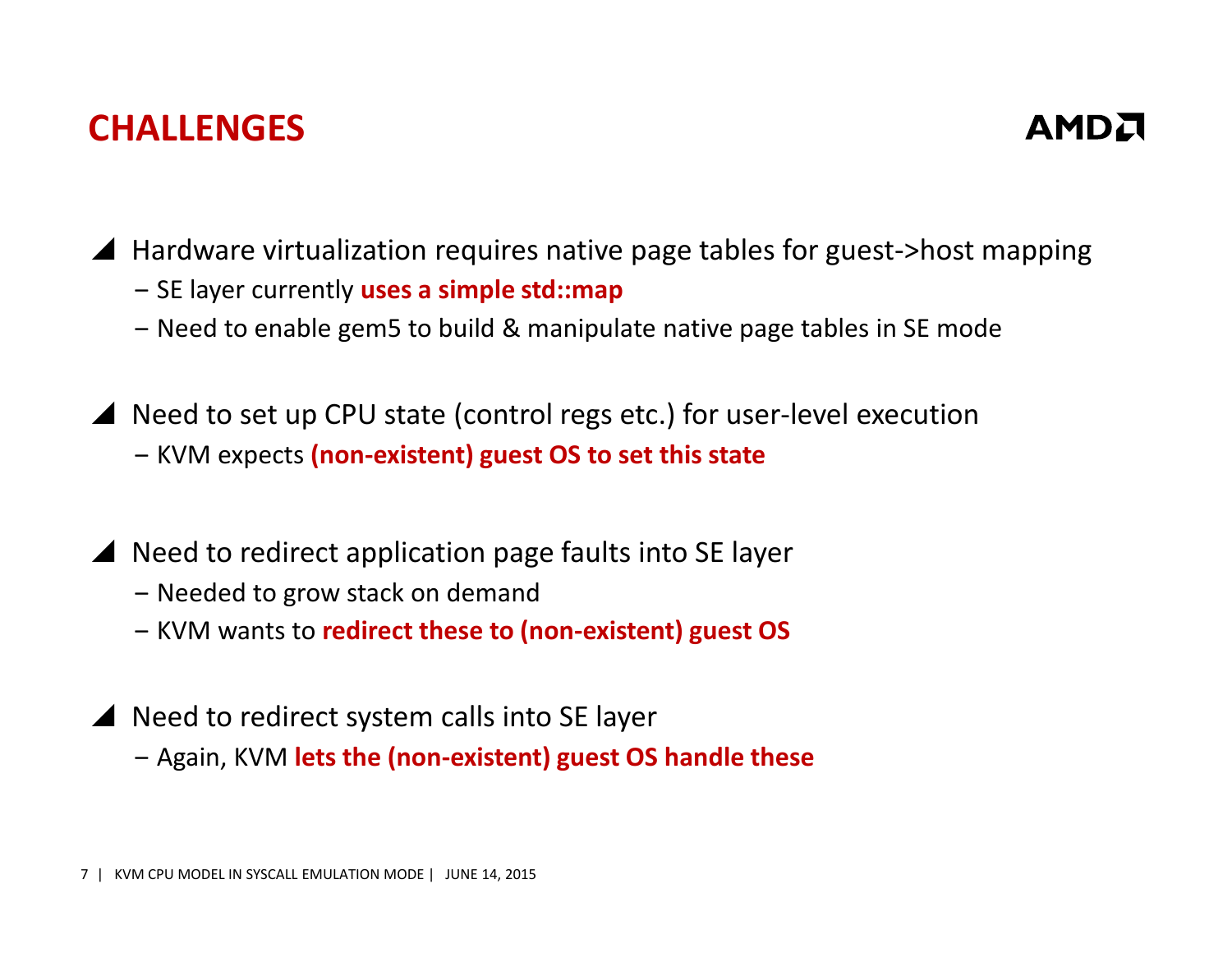# CHALLENGES

- Hardware virtualization requires native page tables for guest->host mapping
  - SE layer currently **uses a simple std::map**
  - Need to enable gem5 to build & manipulate native page tables in SE mode

- Need to set up CPU state (control regs etc.) for user-level execution
  - KVM expects **(non-existent) guest OS to set this state**

- Need to redirect application page faults into SE layer
  - Needed to grow stack on demand
  - KVM wants to **redirect these to (non-existent) guest OS**

- Need to redirect system calls into SE layer
  - Again, KVM **lets the (non-existent) guest OS handle these**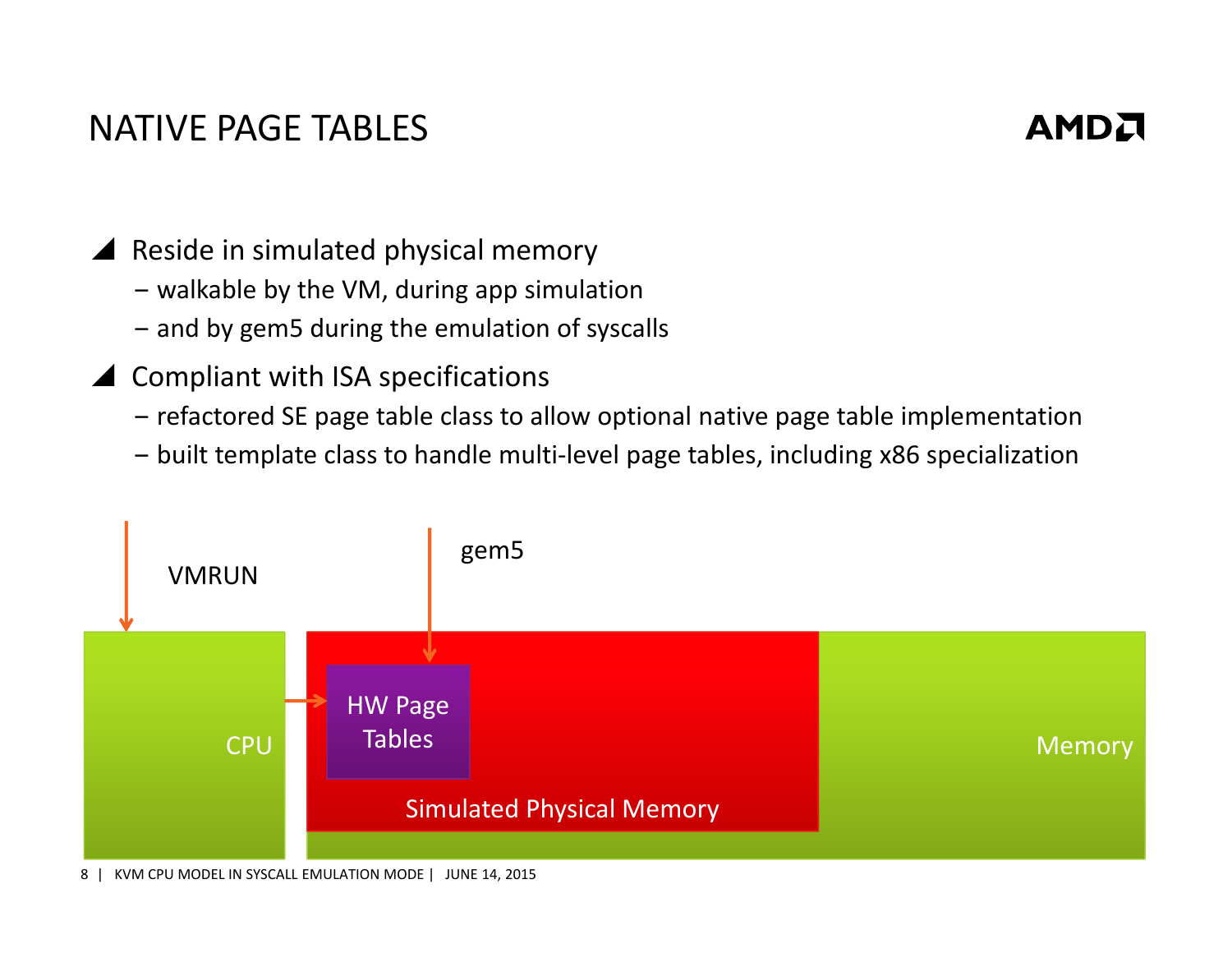# NATIVE PAGE TABLES

- Reside in simulated physical memory
  - walkable by the VM, during app simulation
  - and by gem5 during the emulation of syscalls
- Compliant with ISA specifications
  - refactored SE page table class to allow optional native page table implementation
  - built template class to handle multi-level page tables, including x86 specialization

VMRUN

gem5

CPU

HW Page Tables

Simulated Physical Memory

Memory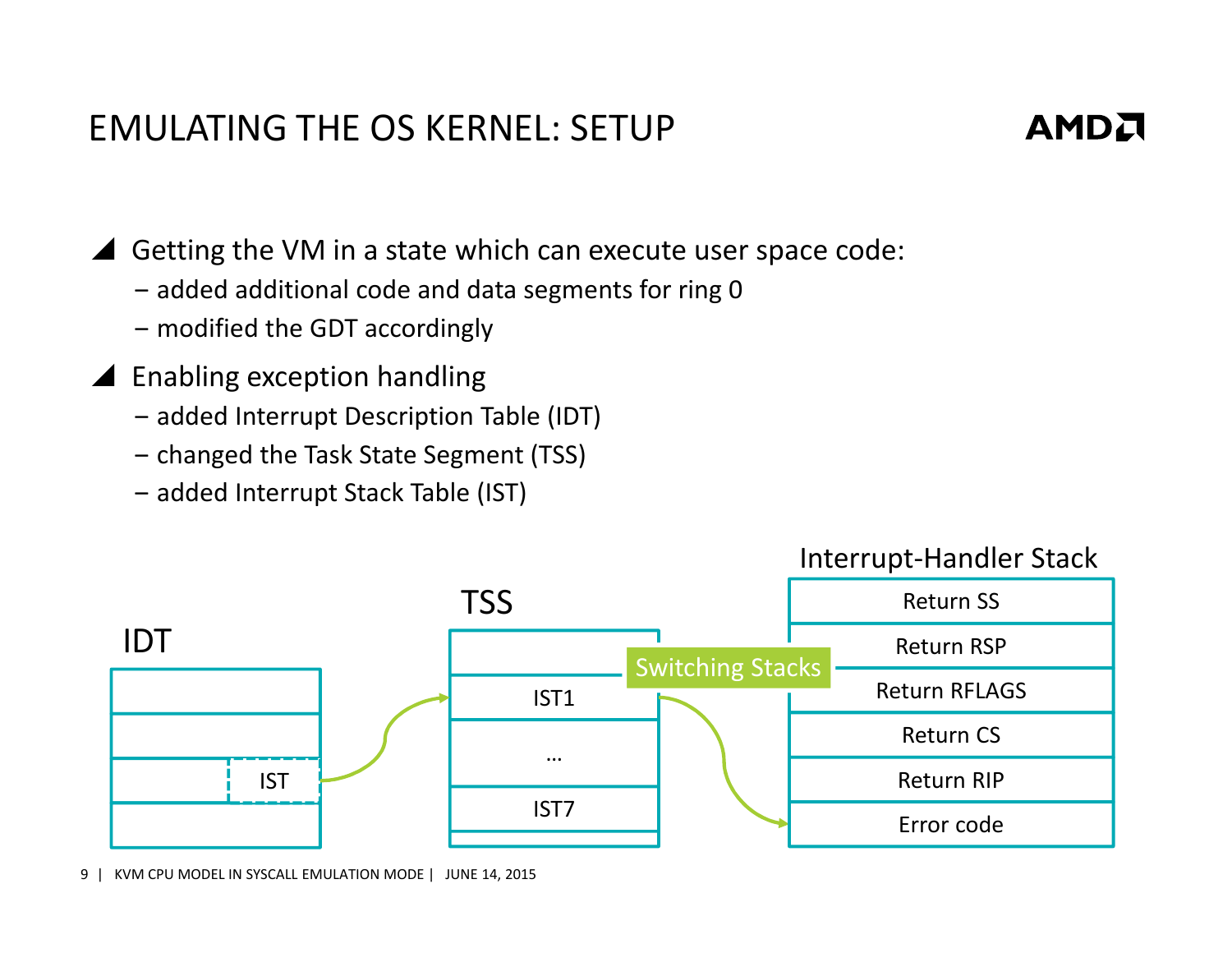# EMULATING THE OS KERNEL: SETUP

- Getting the VM in a state which can execute user space code:
  - added additional code and data segments for ring 0
  - modified the GDT accordingly
- Enabling exception handling
  - added Interrupt Description Table (IDT)
  - changed the Task State Segment (TSS)
  - added Interrupt Stack Table (IST)

IDT

| |
|---|
| |
| |
| IST |
| |

TSS

| |
|---|
| |
| IST1 |
| … |
| IST7 |
| |

Switching Stacks

Interrupt-Handler Stack

| |
|---|
| Return SS |
| Return RSP |
| Return RFLAGS |
| Return CS |
| Return RIP |
| Error code |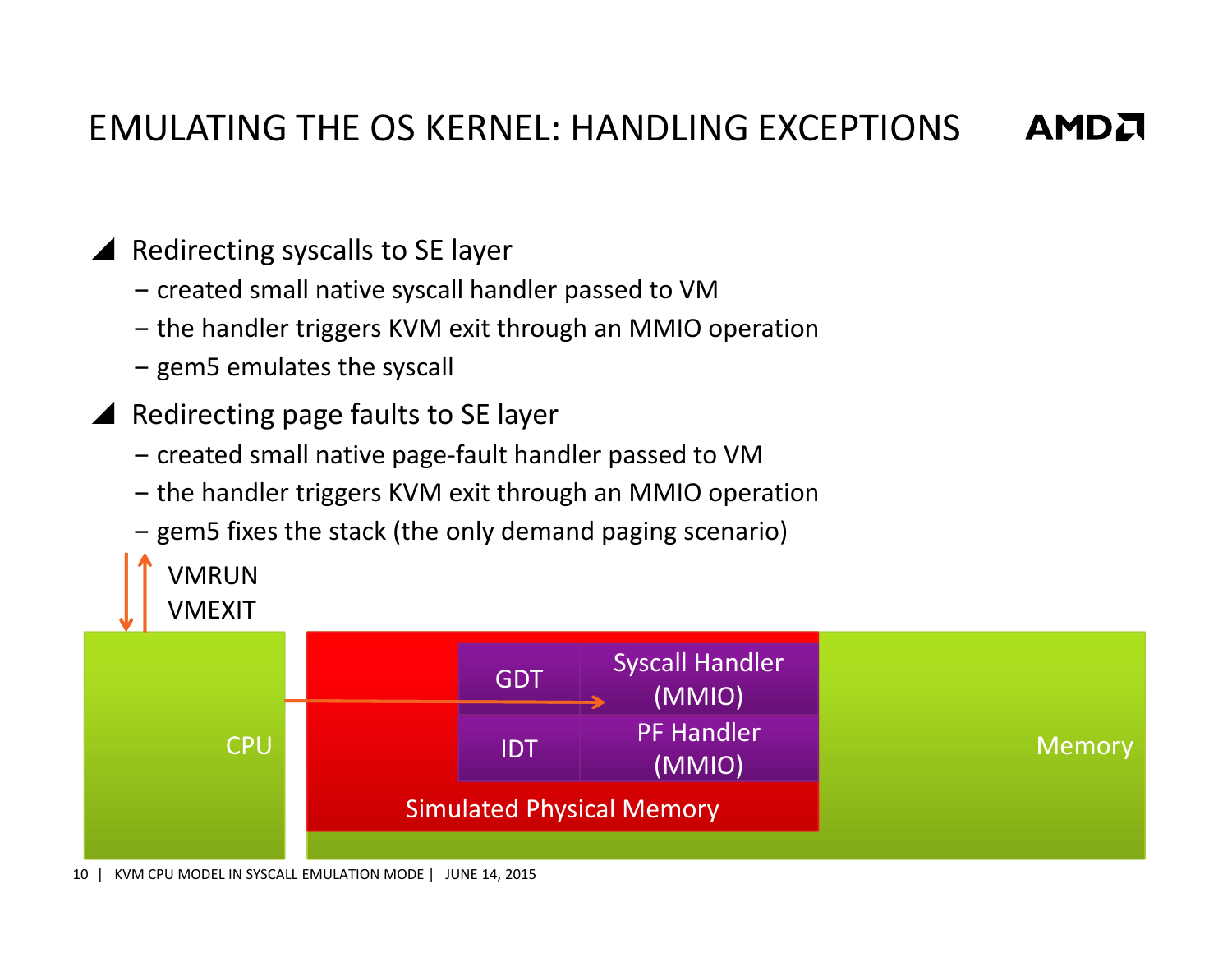# EMULATING THE OS KERNEL: HANDLING EXCEPTIONS

- Redirecting syscalls to SE layer
  - created small native syscall handler passed to VM
  - the handler triggers KVM exit through an MMIO operation
  - gem5 emulates the syscall
- Redirecting page faults to SE layer
  - created small native page-fault handler passed to VM
  - the handler triggers KVM exit through an MMIO operation
  - gem5 fixes the stack (the only demand paging scenario)

VMRUN
VMEXIT

CPU

GDT | Syscall Handler (MMIO)

IDT | PF Handler (MMIO)

Simulated Physical Memory

Memory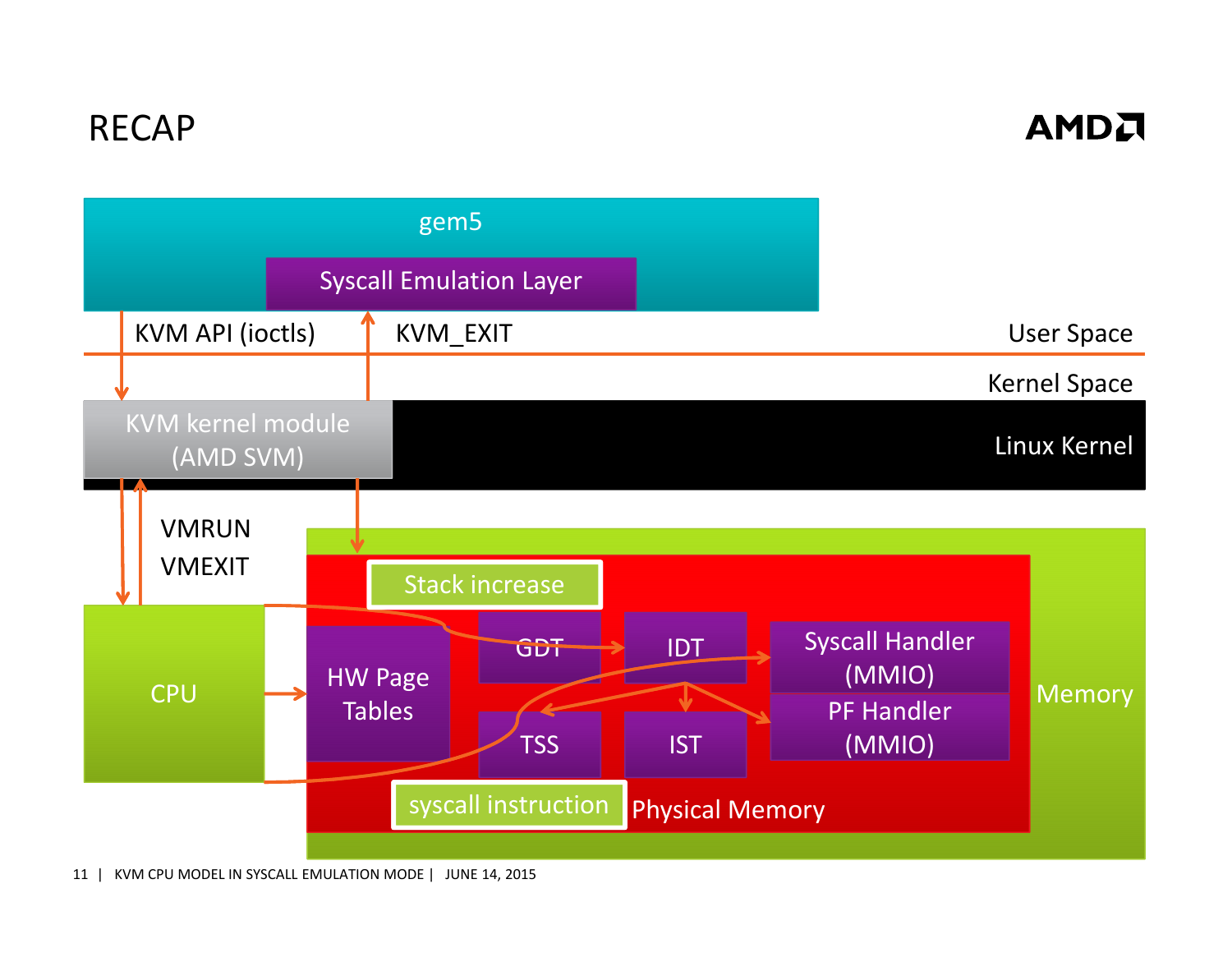# RECAP

gem5

Syscall Emulation Layer

KVM API (ioctls)

KVM_EXIT

User Space

Kernel Space

KVM kernel module (AMD SVM)

Linux Kernel

VMRUN

VMEXIT

CPU

Stack increase

HW Page Tables

GDT

IDT

Syscall Handler (MMIO)

TSS

IST

PF Handler (MMIO)

syscall instruction

Physical Memory

Memory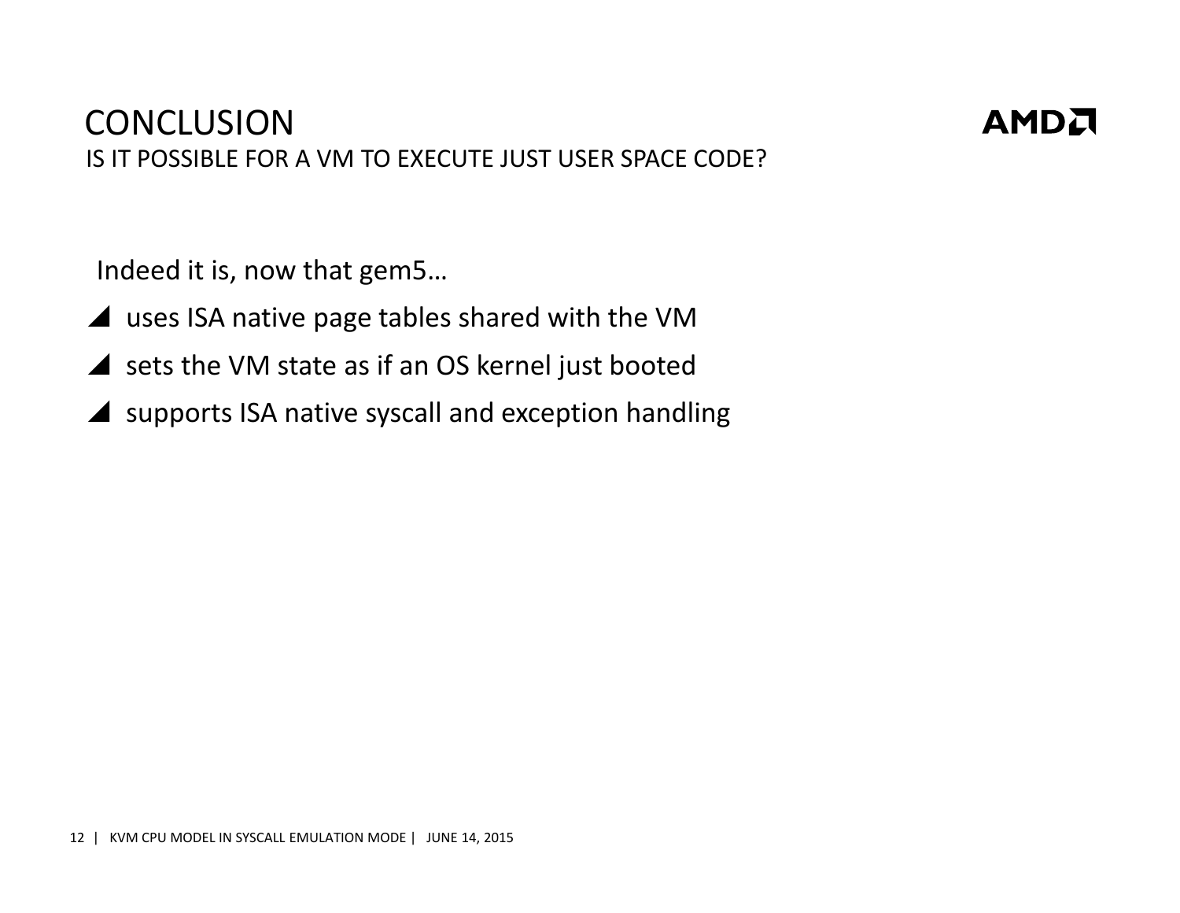# CONCLUSION

## IS IT POSSIBLE FOR A VM TO EXECUTE JUST USER SPACE CODE?

Indeed it is, now that gem5…

- uses ISA native page tables shared with the VM
- sets the VM state as if an OS kernel just booted
- supports ISA native syscall and exception handling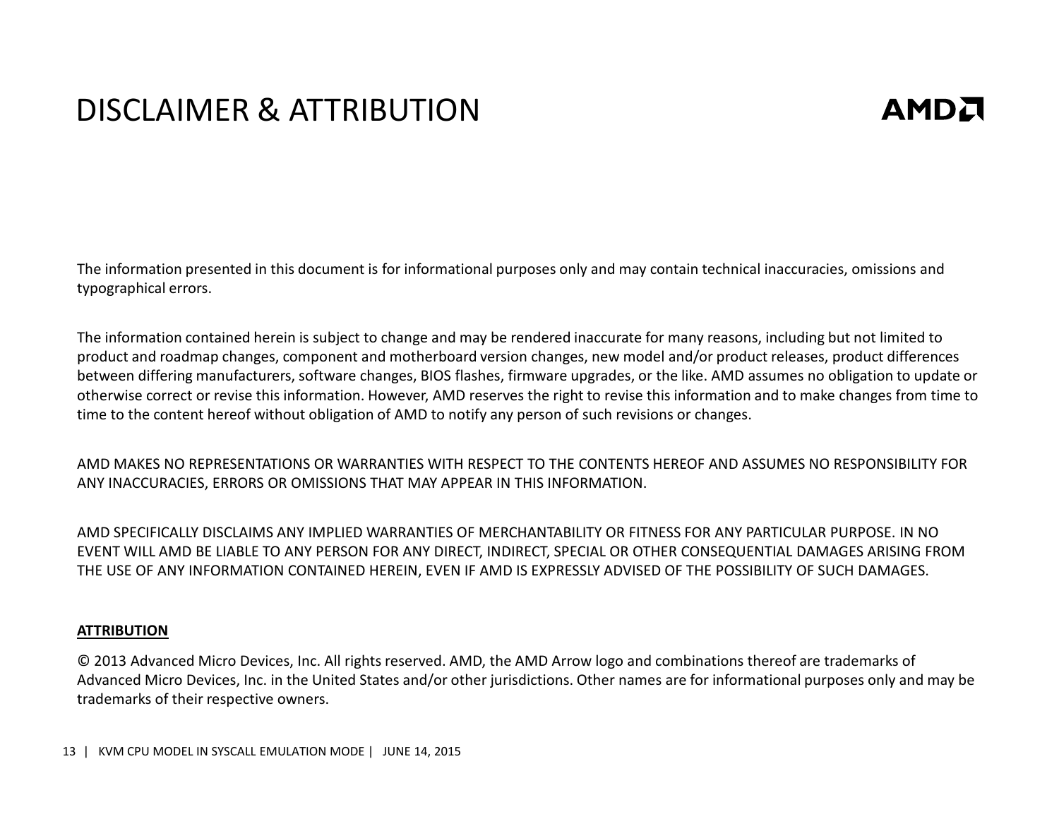# DISCLAIMER & ATTRIBUTION

AMD

The information presented in this document is for informational purposes only and may contain technical inaccuracies, omissions and typographical errors.

The information contained herein is subject to change and may be rendered inaccurate for many reasons, including but not limited to product and roadmap changes, component and motherboard version changes, new model and/or product releases, product differences between differing manufacturers, software changes, BIOS flashes, firmware upgrades, or the like. AMD assumes no obligation to update or otherwise correct or revise this information. However, AMD reserves the right to revise this information and to make changes from time to time to the content hereof without obligation of AMD to notify any person of such revisions or changes.

AMD MAKES NO REPRESENTATIONS OR WARRANTIES WITH RESPECT TO THE CONTENTS HEREOF AND ASSUMES NO RESPONSIBILITY FOR ANY INACCURACIES, ERRORS OR OMISSIONS THAT MAY APPEAR IN THIS INFORMATION.

AMD SPECIFICALLY DISCLAIMS ANY IMPLIED WARRANTIES OF MERCHANTABILITY OR FITNESS FOR ANY PARTICULAR PURPOSE. IN NO EVENT WILL AMD BE LIABLE TO ANY PERSON FOR ANY DIRECT, INDIRECT, SPECIAL OR OTHER CONSEQUENTIAL DAMAGES ARISING FROM THE USE OF ANY INFORMATION CONTAINED HEREIN, EVEN IF AMD IS EXPRESSLY ADVISED OF THE POSSIBILITY OF SUCH DAMAGES.

**ATTRIBUTION**

© 2013 Advanced Micro Devices, Inc. All rights reserved. AMD, the AMD Arrow logo and combinations thereof are trademarks of Advanced Micro Devices, Inc. in the United States and/or other jurisdictions. Other names are for informational purposes only and may be trademarks of their respective owners.